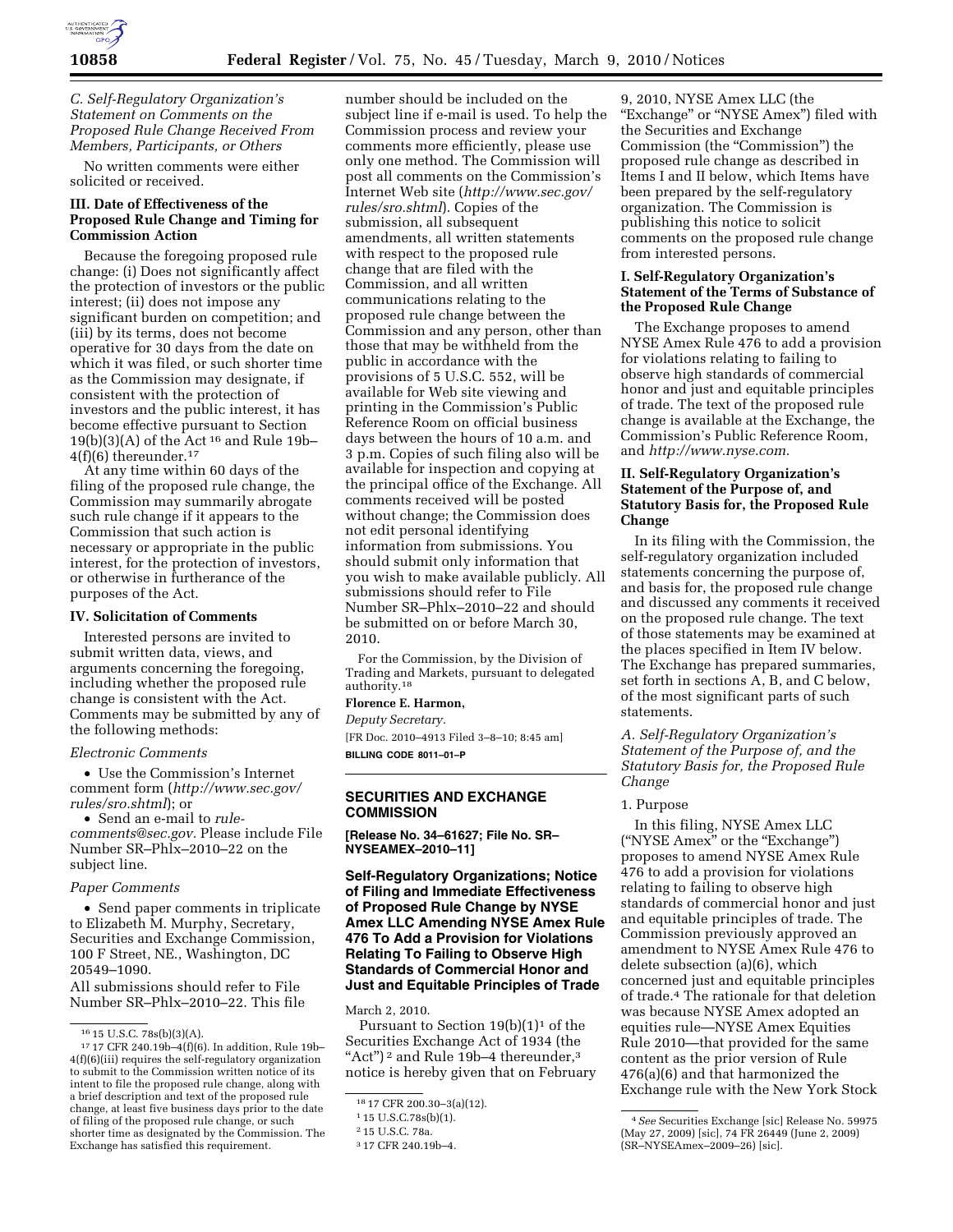*C. Self-Regulatory Organization's Statement on Comments on the Proposed Rule Change Received From Members, Participants, or Others*

No written comments were either solicited or received.

### III. Date of Effectiveness of the Proposed Rule Change and Timing for Commission Action

Because the foregoing proposed rule change: (i) Does not significantly affect the protection of investors or the public interest; (ii) does not impose any significant burden on competition; and (iii) by its terms, does not become operative for 30 days from the date on which it was filed, or such shorter time as the Commission may designate, if consistent with the protection of investors and the public interest, it has become effective pursuant to Section 19(b)(3)(A) of the Act [16] and Rule 19b–4(f)(6) thereunder.[17]

At any time within 60 days of the filing of the proposed rule change, the Commission may summarily abrogate such rule change if it appears to the Commission that such action is necessary or appropriate in the public interest, for the protection of investors, or otherwise in furtherance of the purposes of the Act.

### IV. Solicitation of Comments

Interested persons are invited to submit written data, views, and arguments concerning the foregoing, including whether the proposed rule change is consistent with the Act. Comments may be submitted by any of the following methods:

*Electronic Comments*

- Use the Commission's Internet comment form (*http://www.sec.gov/rules/sro.shtml*); or
- Send an e-mail to *rule-comments@sec.gov*. Please include File Number SR–Phlx–2010–22 on the subject line.

*Paper Comments*

- Send paper comments in triplicate to Elizabeth M. Murphy, Secretary, Securities and Exchange Commission, 100 F Street, NE., Washington, DC 20549–1090.

All submissions should refer to File Number SR–Phlx–2010–22. This file number should be included on the subject line if e-mail is used. To help the Commission process and review your comments more efficiently, please use only one method. The Commission will post all comments on the Commission's Internet Web site (*http://www.sec.gov/rules/sro.shtml*). Copies of the submission, all subsequent amendments, all written statements with respect to the proposed rule change that are filed with the Commission, and all written communications relating to the proposed rule change between the Commission and any person, other than those that may be withheld from the public in accordance with the provisions of 5 U.S.C. 552, will be available for Web site viewing and printing in the Commission's Public Reference Room on official business days between the hours of 10 a.m. and 3 p.m. Copies of such filing also will be available for inspection and copying at the principal office of the Exchange. All comments received will be posted without change; the Commission does not edit personal identifying information from submissions. You should submit only information that you wish to make available publicly. All submissions should refer to File Number SR–Phlx–2010–22 and should be submitted on or before March 30, 2010.

For the Commission, by the Division of Trading and Markets, pursuant to delegated authority.[18]

**Florence E. Harmon,**

*Deputy Secretary.*

[FR Doc. 2010–4913 Filed 3–8–10; 8:45 am]

**BILLING CODE 8011–01–P**

---

## SECURITIES AND EXCHANGE COMMISSION

**[Release No. 34–61627; File No. SR–NYSEAMEX–2010–11]**

## Self-Regulatory Organizations; Notice of Filing and Immediate Effectiveness of Proposed Rule Change by NYSE Amex LLC Amending NYSE Amex Rule 476 To Add a Provision for Violations Relating To Failing to Observe High Standards of Commercial Honor and Just and Equitable Principles of Trade

March 2, 2010.

Pursuant to Section 19(b)(1)[1] of the Securities Exchange Act of 1934 (the "Act")[2] and Rule 19b–4 thereunder,[3] notice is hereby given that on February 9, 2010, NYSE Amex LLC (the "Exchange" or "NYSE Amex") filed with the Securities and Exchange Commission (the "Commission") the proposed rule change as described in Items I and II below, which Items have been prepared by the self-regulatory organization. The Commission is publishing this notice to solicit comments on the proposed rule change from interested persons.

### I. Self-Regulatory Organization's Statement of the Terms of Substance of the Proposed Rule Change

The Exchange proposes to amend NYSE Amex Rule 476 to add a provision for violations relating to failing to observe high standards of commercial honor and just and equitable principles of trade. The text of the proposed rule change is available at the Exchange, the Commission's Public Reference Room, and *http://www.nyse.com.*

### II. Self-Regulatory Organization's Statement of the Purpose of, and Statutory Basis for, the Proposed Rule Change

In its filing with the Commission, the self-regulatory organization included statements concerning the purpose of, and basis for, the proposed rule change and discussed any comments it received on the proposed rule change. The text of those statements may be examined at the places specified in Item IV below. The Exchange has prepared summaries, set forth in sections A, B, and C below, of the most significant parts of such statements.

*A. Self-Regulatory Organization's Statement of the Purpose of, and the Statutory Basis for, the Proposed Rule Change*

1. Purpose

In this filing, NYSE Amex LLC ("NYSE Amex" or the "Exchange") proposes to amend NYSE Amex Rule 476 to add a provision for violations relating to failing to observe high standards of commercial honor and just and equitable principles of trade. The Commission previously approved an amendment to NYSE Amex Rule 476 to delete subsection (a)(6), which concerned just and equitable principles of trade.[4] The rationale for that deletion was because NYSE Amex adopted an equities rule—NYSE Amex Equities Rule 2010—that provided for the same content as the prior version of Rule 476(a)(6) and that harmonized the Exchange rule with the New York Stock

---

[16] 15 U.S.C. 78s(b)(3)(A).

[17] 17 CFR 240.19b–4(f)(6). In addition, Rule 19b–4(f)(6)(iii) requires the self-regulatory organization to submit to the Commission written notice of its intent to file the proposed rule change, along with a brief description and text of the proposed rule change, at least five business days prior to the date of filing of the proposed rule change, or such shorter time as designated by the Commission. The Exchange has satisfied this requirement.

[18] 17 CFR 200.30–3(a)(12).

[1] 15 U.S.C.78s(b)(1).

[2] 15 U.S.C. 78a.

[3] 17 CFR 240.19b–4.

[4] *See* Securities Exchange [sic] Release No. 59975 (May 27, 2009) [sic], 74 FR 26449 (June 2, 2009) (SR–NYSEAmex–2009–26) [sic].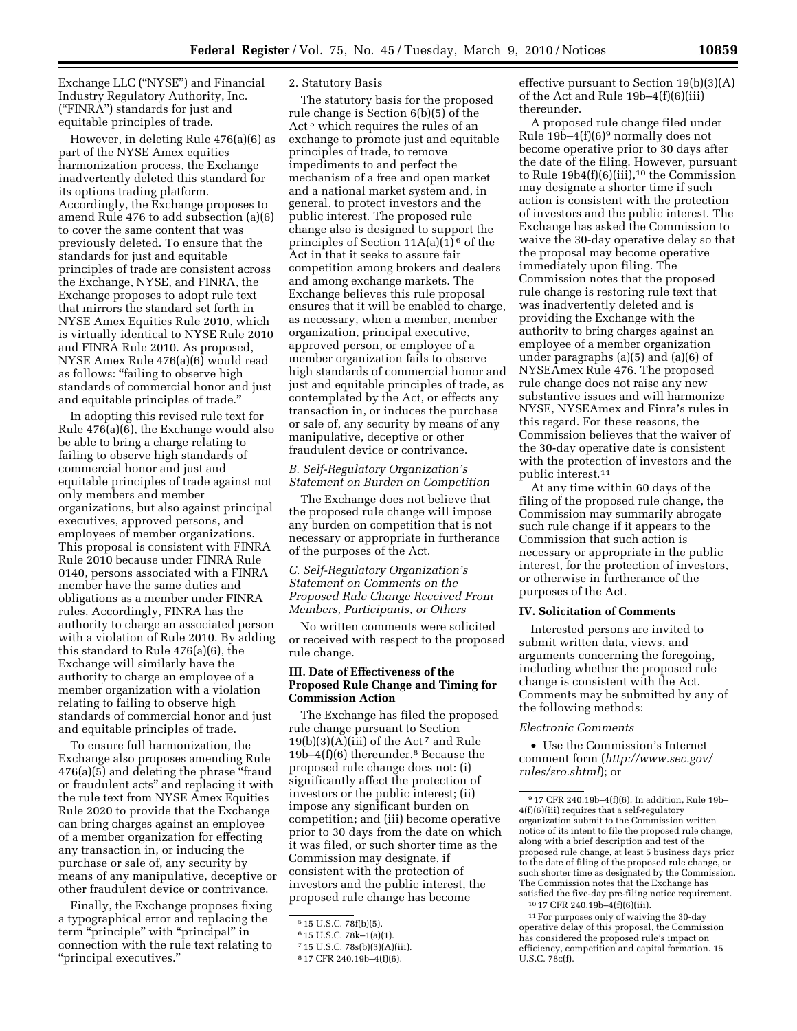Exchange LLC ("NYSE") and Financial Industry Regulatory Authority, Inc. ("FINRA") standards for just and equitable principles of trade.

However, in deleting Rule 476(a)(6) as part of the NYSE Amex equities harmonization process, the Exchange inadvertently deleted this standard for its options trading platform. Accordingly, the Exchange proposes to amend Rule 476 to add subsection (a)(6) to cover the same content that was previously deleted. To ensure that the standards for just and equitable principles of trade are consistent across the Exchange, NYSE, and FINRA, the Exchange proposes to adopt rule text that mirrors the standard set forth in NYSE Amex Equities Rule 2010, which is virtually identical to NYSE Rule 2010 and FINRA Rule 2010. As proposed, NYSE Amex Rule 476(a)(6) would read as follows: "failing to observe high standards of commercial honor and just and equitable principles of trade."

In adopting this revised rule text for Rule 476(a)(6), the Exchange would also be able to bring a charge relating to failing to observe high standards of commercial honor and just and equitable principles of trade against not only members and member organizations, but also against principal executives, approved persons, and employees of member organizations. This proposal is consistent with FINRA Rule 2010 because under FINRA Rule 0140, persons associated with a FINRA member have the same duties and obligations as a member under FINRA rules. Accordingly, FINRA has the authority to charge an associated person with a violation of Rule 2010. By adding this standard to Rule 476(a)(6), the Exchange will similarly have the authority to charge an employee of a member organization with a violation relating to failing to observe high standards of commercial honor and just and equitable principles of trade.

To ensure full harmonization, the Exchange also proposes amending Rule 476(a)(5) and deleting the phrase "fraud or fraudulent acts" and replacing it with the rule text from NYSE Amex Equities Rule 2020 to provide that the Exchange can bring charges against an employee of a member organization for effecting any transaction in, or inducing the purchase or sale of, any security by means of any manipulative, deceptive or other fraudulent device or contrivance.

Finally, the Exchange proposes fixing a typographical error and replacing the term "principle" with "principal" in connection with the rule text relating to "principal executives."

2. Statutory Basis

The statutory basis for the proposed rule change is Section 6(b)(5) of the Act [5] which requires the rules of an exchange to promote just and equitable principles of trade, to remove impediments to and perfect the mechanism of a free and open market and a national market system and, in general, to protect investors and the public interest. The proposed rule change also is designed to support the principles of Section 11A(a)(1) [6] of the Act in that it seeks to assure fair competition among brokers and dealers and among exchange markets. The Exchange believes this rule proposal ensures that it will be enabled to charge, as necessary, when a member, member organization, principal executive, approved person, or employee of a member organization fails to observe high standards of commercial honor and just and equitable principles of trade, as contemplated by the Act, or effects any transaction in, or induces the purchase or sale of, any security by means of any manipulative, deceptive or other fraudulent device or contrivance.

*B. Self-Regulatory Organization's Statement on Burden on Competition*

The Exchange does not believe that the proposed rule change will impose any burden on competition that is not necessary or appropriate in furtherance of the purposes of the Act.

*C. Self-Regulatory Organization's Statement on Comments on the Proposed Rule Change Received From Members, Participants, or Others*

No written comments were solicited or received with respect to the proposed rule change.

## III. Date of Effectiveness of the Proposed Rule Change and Timing for Commission Action

The Exchange has filed the proposed rule change pursuant to Section 19(b)(3)(A)(iii) of the Act [7] and Rule 19b–4(f)(6) thereunder.[8] Because the proposed rule change does not: (i) significantly affect the protection of investors or the public interest; (ii) impose any significant burden on competition; and (iii) become operative prior to 30 days from the date on which it was filed, or such shorter time as the Commission may designate, if consistent with the protection of investors and the public interest, the proposed rule change has become effective pursuant to Section 19(b)(3)(A) of the Act and Rule 19b–4(f)(6)(iii) thereunder.

A proposed rule change filed under Rule 19b–4(f)(6)[9] normally does not become operative prior to 30 days after the date of the filing. However, pursuant to Rule 19b4(f)(6)(iii),[10] the Commission may designate a shorter time if such action is consistent with the protection of investors and the public interest. The Exchange has asked the Commission to waive the 30-day operative delay so that the proposal may become operative immediately upon filing. The Commission notes that the proposed rule change is restoring rule text that was inadvertently deleted and is providing the Exchange with the authority to bring charges against an employee of a member organization under paragraphs (a)(5) and (a)(6) of NYSEAmex Rule 476. The proposed rule change does not raise any new substantive issues and will harmonize NYSE, NYSEAmex and Finra's rules in this regard. For these reasons, the Commission believes that the waiver of the 30-day operative date is consistent with the protection of investors and the public interest.[11]

At any time within 60 days of the filing of the proposed rule change, the Commission may summarily abrogate such rule change if it appears to the Commission that such action is necessary or appropriate in the public interest, for the protection of investors, or otherwise in furtherance of the purposes of the Act.

## IV. Solicitation of Comments

Interested persons are invited to submit written data, views, and arguments concerning the foregoing, including whether the proposed rule change is consistent with the Act. Comments may be submitted by any of the following methods:

*Electronic Comments*

- Use the Commission's Internet comment form (*http://www.sec.gov/rules/sro.shtml*); or

---

[5] 15 U.S.C. 78f(b)(5).

[6] 15 U.S.C. 78k–1(a)(1).

[7] 15 U.S.C. 78s(b)(3)(A)(iii).

[8] 17 CFR 240.19b–4(f)(6).

[9] 17 CFR 240.19b–4(f)(6). In addition, Rule 19b–4(f)(6)(iii) requires that a self-regulatory organization submit to the Commission written notice of its intent to file the proposed rule change, along with a brief description and test of the proposed rule change, at least 5 business days prior to the date of filing of the proposed rule change, or such shorter time as designated by the Commission. The Commission notes that the Exchange has satisfied the five-day pre-filing notice requirement.

[10] 17 CFR 240.19b–4(f)(6)(iii).

[11] For purposes only of waiving the 30-day operative delay of this proposal, the Commission has considered the proposed rule's impact on efficiency, competition and capital formation. 15 U.S.C. 78c(f).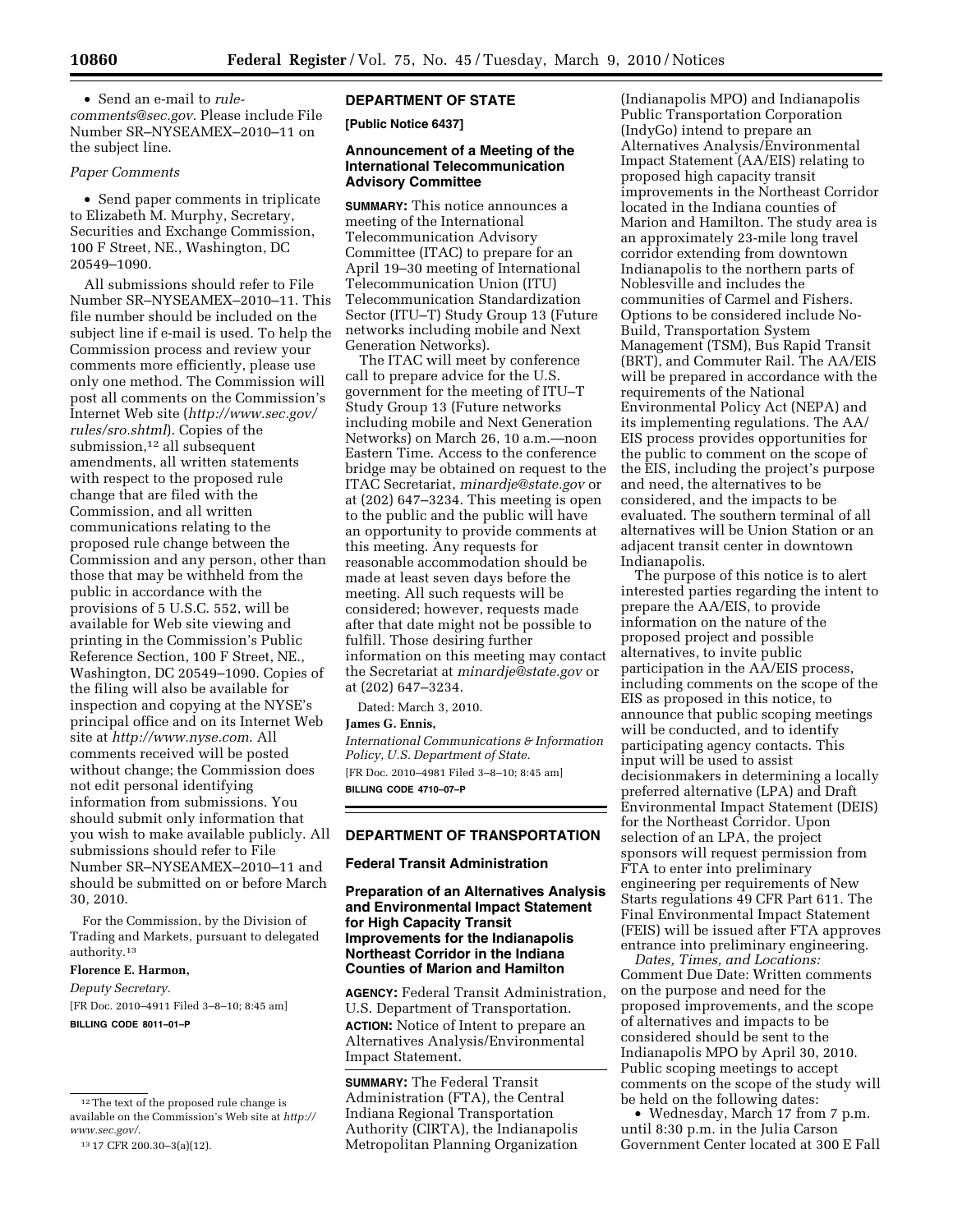• Send an e-mail to *rule-comments@sec.gov*. Please include File Number SR–NYSEAMEX–2010–11 on the subject line.

*Paper Comments*

• Send paper comments in triplicate to Elizabeth M. Murphy, Secretary, Securities and Exchange Commission, 100 F Street, NE., Washington, DC 20549–1090.

All submissions should refer to File Number SR–NYSEAMEX–2010–11. This file number should be included on the subject line if e-mail is used. To help the Commission process and review your comments more efficiently, please use only one method. The Commission will post all comments on the Commission's Internet Web site (*http://www.sec.gov/rules/sro.shtml*). Copies of the submission,[12] all subsequent amendments, all written statements with respect to the proposed rule change that are filed with the Commission, and all written communications relating to the proposed rule change between the Commission and any person, other than those that may be withheld from the public in accordance with the provisions of 5 U.S.C. 552, will be available for Web site viewing and printing in the Commission's Public Reference Section, 100 F Street, NE., Washington, DC 20549–1090. Copies of the filing will also be available for inspection and copying at the NYSE's principal office and on its Internet Web site at *http://www.nyse.com*. All comments received will be posted without change; the Commission does not edit personal identifying information from submissions. You should submit only information that you wish to make available publicly. All submissions should refer to File Number SR–NYSEAMEX–2010–11 and should be submitted on or before March 30, 2010.

For the Commission, by the Division of Trading and Markets, pursuant to delegated authority.[13]

**Florence E. Harmon,**

*Deputy Secretary.*

[FR Doc. 2010–4911 Filed 3–8–10; 8:45 am]

**BILLING CODE 8011–01–P**

[12] The text of the proposed rule change is available on the Commission's Web site at *http://www.sec.gov/*.

[13] 17 CFR 200.30–3(a)(12).

## DEPARTMENT OF STATE

**[Public Notice 6437]**

### Announcement of a Meeting of the International Telecommunication Advisory Committee

**SUMMARY:** This notice announces a meeting of the International Telecommunication Advisory Committee (ITAC) to prepare for an April 19–30 meeting of International Telecommunication Union (ITU) Telecommunication Standardization Sector (ITU–T) Study Group 13 (Future networks including mobile and Next Generation Networks).

The ITAC will meet by conference call to prepare advice for the U.S. government for the meeting of ITU–T Study Group 13 (Future networks including mobile and Next Generation Networks) on March 26, 10 a.m.—noon Eastern Time. Access to the conference bridge may be obtained on request to the ITAC Secretariat, *minardje@state.gov* or at (202) 647–3234. This meeting is open to the public and the public will have an opportunity to provide comments at this meeting. Any requests for reasonable accommodation should be made at least seven days before the meeting. All such requests will be considered; however, requests made after that date might not be possible to fulfill. Those desiring further information on this meeting may contact the Secretariat at *minardje@state.gov* or at (202) 647–3234.

Dated: March 3, 2010.

**James G. Ennis,**

*International Communications & Information Policy, U.S. Department of State.*

[FR Doc. 2010–4981 Filed 3–8–10; 8:45 am]

**BILLING CODE 4710–07–P**

## DEPARTMENT OF TRANSPORTATION

### Federal Transit Administration

### Preparation of an Alternatives Analysis and Environmental Impact Statement for High Capacity Transit Improvements for the Indianapolis Northeast Corridor in the Indiana Counties of Marion and Hamilton

**AGENCY:** Federal Transit Administration, U.S. Department of Transportation.

**ACTION:** Notice of Intent to prepare an Alternatives Analysis/Environmental Impact Statement.

**SUMMARY:** The Federal Transit Administration (FTA), the Central Indiana Regional Transportation Authority (CIRTA), the Indianapolis Metropolitan Planning Organization (Indianapolis MPO) and Indianapolis Public Transportation Corporation (IndyGo) intend to prepare an Alternatives Analysis/Environmental Impact Statement (AA/EIS) relating to proposed high capacity transit improvements in the Northeast Corridor located in the Indiana counties of Marion and Hamilton. The study area is an approximately 23-mile long travel corridor extending from downtown Indianapolis to the northern parts of Noblesville and includes the communities of Carmel and Fishers. Options to be considered include No-Build, Transportation System Management (TSM), Bus Rapid Transit (BRT), and Commuter Rail. The AA/EIS will be prepared in accordance with the requirements of the National Environmental Policy Act (NEPA) and its implementing regulations. The AA/EIS process provides opportunities for the public to comment on the scope of the EIS, including the project's purpose and need, the alternatives to be considered, and the impacts to be evaluated. The southern terminal of all alternatives will be Union Station or an adjacent transit center in downtown Indianapolis.

The purpose of this notice is to alert interested parties regarding the intent to prepare the AA/EIS, to provide information on the nature of the proposed project and possible alternatives, to invite public participation in the AA/EIS process, including comments on the scope of the EIS as proposed in this notice, to announce that public scoping meetings will be conducted, and to identify participating agency contacts. This input will be used to assist decisionmakers in determining a locally preferred alternative (LPA) and Draft Environmental Impact Statement (DEIS) for the Northeast Corridor. Upon selection of an LPA, the project sponsors will request permission from FTA to enter into preliminary engineering per requirements of New Starts regulations 49 CFR Part 611. The Final Environmental Impact Statement (FEIS) will be issued after FTA approves entrance into preliminary engineering.

*Dates, Times, and Locations:* Comment Due Date: Written comments on the purpose and need for the proposed improvements, and the scope of alternatives and impacts to be considered should be sent to the Indianapolis MPO by April 30, 2010. Public scoping meetings to accept comments on the scope of the study will be held on the following dates:

• Wednesday, March 17 from 7 p.m. until 8:30 p.m. in the Julia Carson Government Center located at 300 E Fall